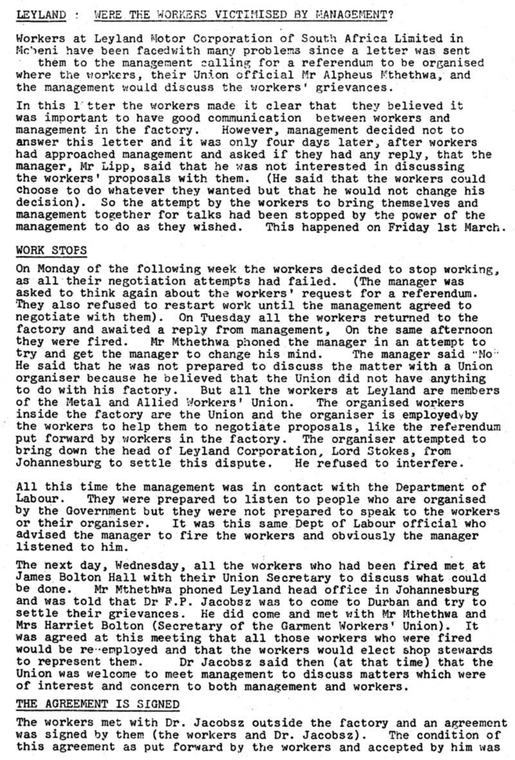## LEYLAND : WERE THE WORKERS VICTIMISED BY MANAGEMENT?

Workers at Leyland Motor Corporation of South Africa Limited in Mobeni have been facedwith many problems since a letter was sent them to the management calling for a referendum to be organised where the workers, their Union official Mr Alpheus Mthethwa, and the management would discuss the workers' grievances.

In this letter the workers made it clear that they believed it was important to have good communication between workers and management in the factory. However, management decided not to answer this letter and it was only four days later, after workers had approached management and asked if they had any reply, that the manager, Mr Lipp, said that he was not interested in discussing the workers' proposals with them. (He said that the workers could choose to do whatever they wanted but that he would not change his decision). So the attempt by the workers to bring themselves and management together for talks had been stopped by the power of the management to do as they wished. This happened on Friday 1st March.

## WORK STOPS

On Monday of the following week the workers decided to stop working, as all their negotiation attempts had failed. (The manager was asked to think again about the workers' request for a referendum. They also refused to restart work until the management agreed to negotiate with them). On Tuesday all the workers returned to the factory and awaited a reply from management, On the same afternoon they were fired. Mr Mthethwa phoned the manager in an attempt to try and get the manager to change his mind. The manager said "No" He said that he was not prepared to discuss the matter with a Union organiser because he believed that the Union did not have anything to do with his factory. But all the workers at Leyland are members of the Metal and Allied Workers' Union. The organised workers inside the factory are the Union and the organiser is employed by the workers to help them to negotiate proposals, like the referendum put forward by workers in the factory. The organiser attempted to bring down the head of Leyland Corporation, Lord Stokes, from Johannesburg to settle this dispute. He refused to interfere.

All this time the management was in contact with the Department of Labour. They were prepared to listen to people who are organised by the Government but they were not prepared to speak to the workers or their organiser. It was this same Dept of Labour official who advised the manager to fire the workers and obviously the manager listened to him.

The next day, Wednesday, all the workers who had been fired met at James Bolton Hall with their Union Secretary to discuss what could be done. Mr Mthethwa phoned Leyland head office in Johannesburg and was told that Dr F.P. Jacobsz was to come to Durban and try to settle their grievances. He did come and met with Mr Mthethwa and Mrs Harriet Bolton (Secretary of the Garment Workers' Union). It was agreed at this meeting that all those workers who were fired would be re-employed and that the workers would elect shop stewards to represent them. Dr Jacobsz said then (at that time) that the Union was welcome to meet management to discuss matters which were of interest and concern to both management and workers.

## THE AGREEMENT IS SIGNED

The workers met with Dr. Jacobsz outside the factory and an agreement was signed by them (the workers and Dr. Jacobsz). The condition of this agreement as put forward by the workers and accepted by him was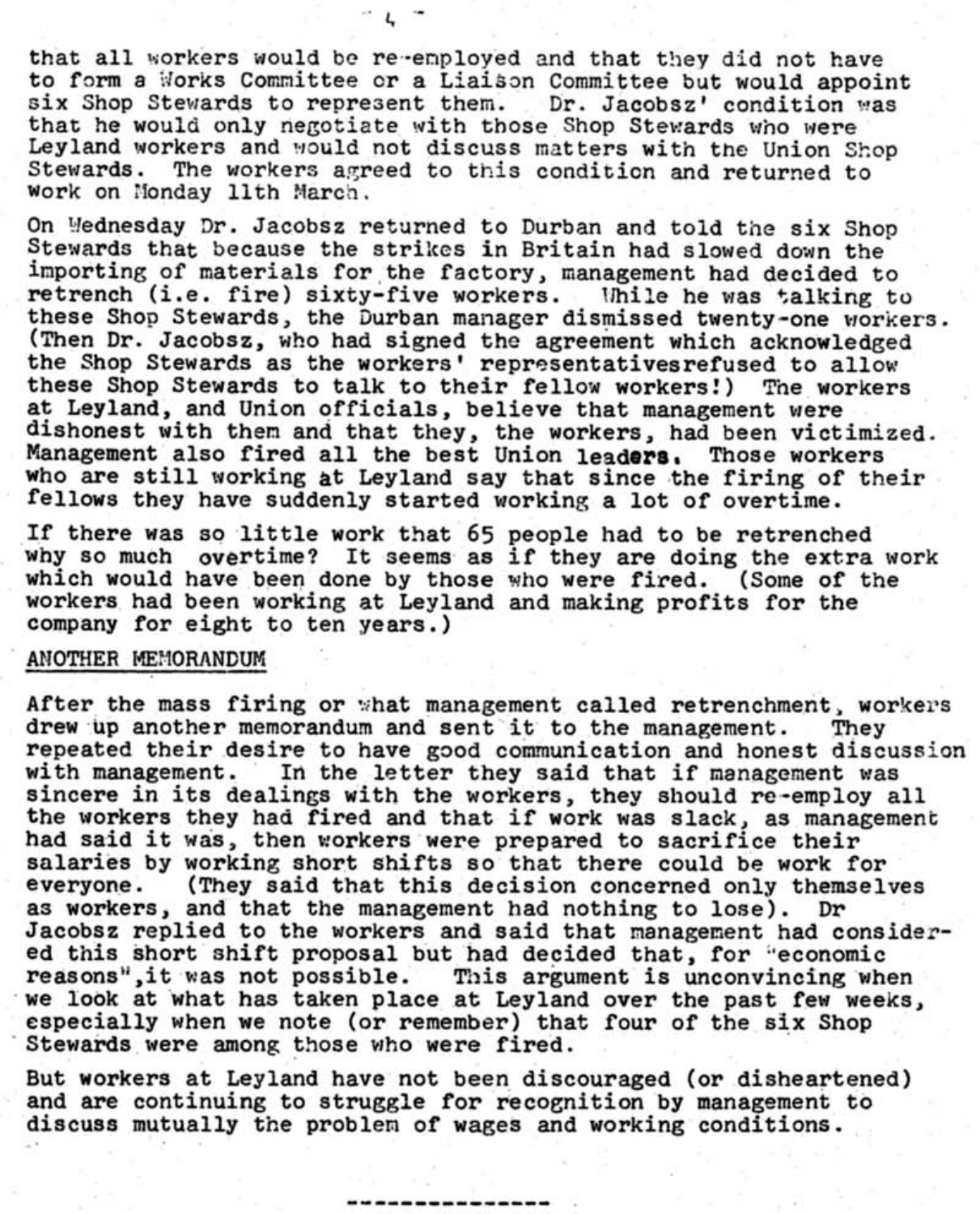that all workers would be re-employed and that they did not have to form a Works Committee or a Liaison Committee but would appoint six Shop Stewards to represent them. Dr. Jacobsz' condition was that he would only negotiate with those Shop Stewards who were Leyland workers and would not discuss matters with the Union Shop Stewards. The workers agreed to this condition and returned to work on Monday 11th March.

On Wednesday Dr. Jacobsz returned to Durban and told the six Shop Stewards that because the strikes in Britain had slowed down the importing of materials for the factory, management had decided to retrench (i.e. fire) sixty-five workers. While he was talking to these Shop Stewards, the Durban manager dismissed twenty-one workers. (Then Dr. Jacobsz, who had signed the agreement which acknowledged the Shop Stewards as the workers' representativesrefused to allow these Shop Stewards to talk to their fellow workers!) The workers at Leyland, and Union officials, believe that management were dishonest with them and that they, the workers, had been victimized. Management also fired all the best Union leaders. Those workers who are still working at Leyland say that since the firing of their fellows they have suddenly started working a lot of overtime.

If there was so little work that 65 people had to be retrenched why so much overtime? It seems as if they are doing the extra work which would have been done by those who were fired. (Some of the workers had been working at Leyland and making profits for the company for eight to ten years.)

ANOTHER MEMORANDUM

After the mass firing or what management called retrenchment, workers drew up another memorandum and sent it to the management. They repeated their desire to have good communication and honest discussion with management. In the letter they said that if management was sincere in its dealings with the workers, they should re-employ all the workers they had fired and that if work was slack, as management had said it was, then workers were prepared to sacrifice their salaries by working short shifts so that there could be work for everyone. (They said that this decision concerned only themselves as workers, and that the management had nothing to lose). Dr Jacobsz replied to the workers and said that management had considered this short shift proposal but had decided that, for "economic reasons",it was not possible. This argument is unconvincing when we look at what has taken place at Leyland over the past few weeks, especially when we note (or remember) that four of the six Shop Stewards were among those who were fired.

But workers at Leyland have not been discouraged (or disheartened) and are continuing to struggle for recognition by management to discuss mutually the problem of wages and working conditions.

---------------